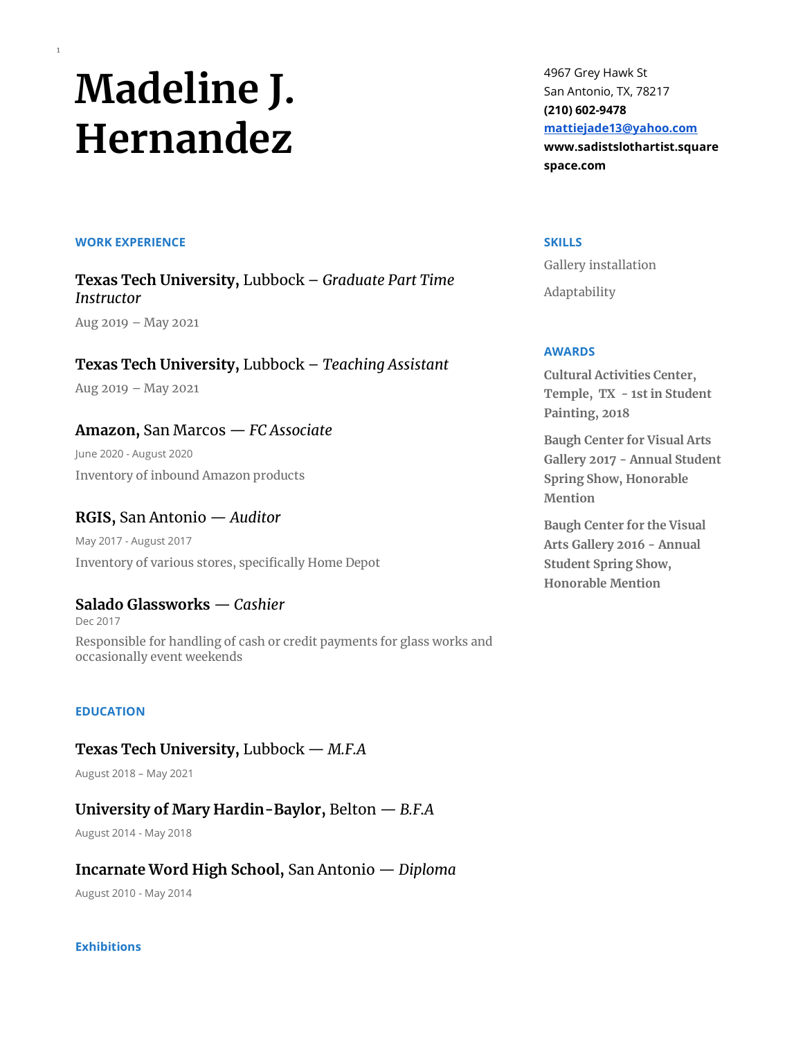# Madeline J. Hernandez

4967 Grey Hawk St
San Antonio, TX, 78217
**(210) 602-9478**
**mattiejade13@yahoo.com**
**www.sadistslothartist.squarespace.com**

## WORK EXPERIENCE

### **Texas Tech University,** Lubbock – *Graduate Part Time Instructor*

Aug 2019 – May 2021

### **Texas Tech University,** Lubbock – *Teaching Assistant*

Aug 2019 – May 2021

### **Amazon,** San Marcos — *FC Associate*

June 2020 - August 2020

Inventory of inbound Amazon products

### **RGIS,** San Antonio — *Auditor*

May 2017 - August 2017

Inventory of various stores, specifically Home Depot

### **Salado Glassworks** — *Cashier*

Dec 2017

Responsible for handling of cash or credit payments for glass works and occasionally event weekends

## EDUCATION

### **Texas Tech University,** Lubbock — *M.F.A*

August 2018 – May 2021

### **University of Mary Hardin-Baylor,** Belton — *B.F.A*

August 2014 - May 2018

### **Incarnate Word High School,** San Antonio — *Diploma*

August 2010 - May 2014

## Exhibitions

## SKILLS

Gallery installation

Adaptability

## AWARDS

**Cultural Activities Center, Temple, TX - 1st in Student Painting, 2018**

**Baugh Center for Visual Arts Gallery 2017 - Annual Student Spring Show, Honorable Mention**

**Baugh Center for the Visual Arts Gallery 2016 - Annual Student Spring Show, Honorable Mention**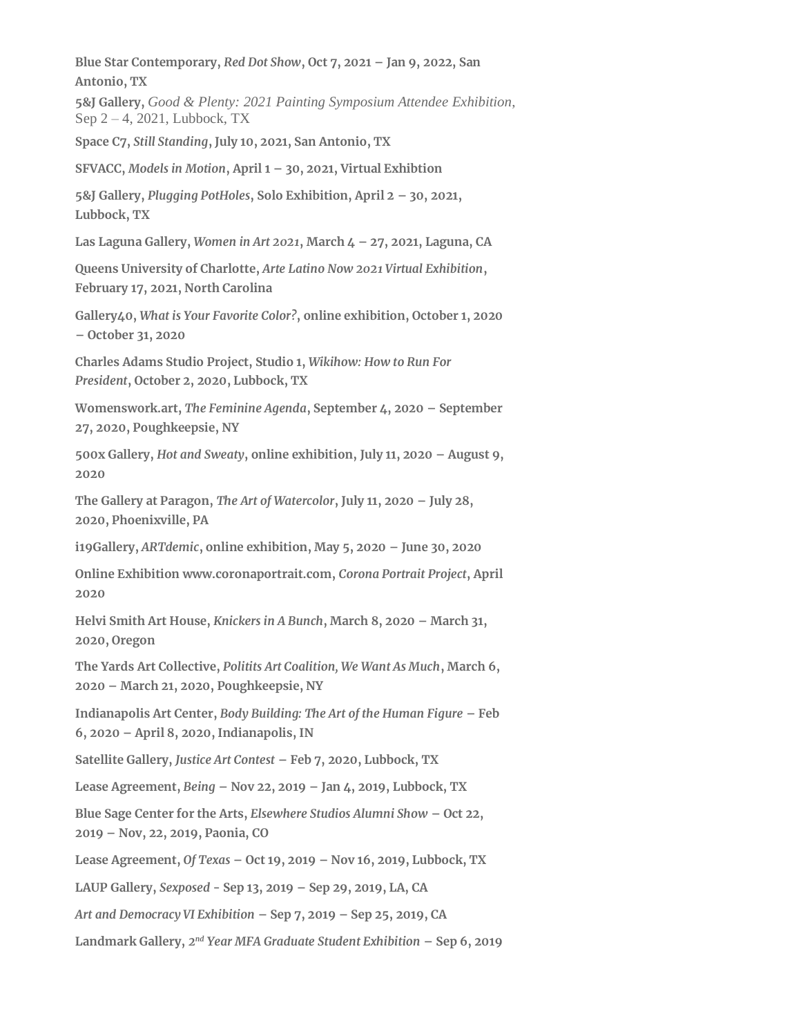**Blue Star Contemporary,** ***Red Dot Show*****, Oct 7, 2021 – Jan 9, 2022, San Antonio, TX**

**5&J Gallery,** *Good & Plenty: 2021 Painting Symposium Attendee Exhibition*, Sep 2 – 4, 2021, Lubbock, TX

**Space C7,** ***Still Standing*****, July 10, 2021, San Antonio, TX**

**SFVACC,** ***Models in Motion*****, April 1 – 30, 2021, Virtual Exhibtion**

**5&J Gallery,** ***Plugging PotHoles*****, Solo Exhibition, April 2 – 30, 2021, Lubbock, TX**

**Las Laguna Gallery,** ***Women in Art 2021*****, March 4 – 27, 2021, Laguna, CA**

**Queens University of Charlotte,** ***Arte Latino Now 2021 Virtual Exhibition*****, February 17, 2021, North Carolina**

**Gallery40,** ***What is Your Favorite Color?*****, online exhibition, October 1, 2020 – October 31, 2020**

**Charles Adams Studio Project, Studio 1,** ***Wikihow: How to Run For President*****, October 2, 2020, Lubbock, TX**

**Womenswork.art,** ***The Feminine Agenda*****, September 4, 2020 – September 27, 2020, Poughkeepsie, NY**

**500x Gallery,** ***Hot and Sweaty*****, online exhibition, July 11, 2020 – August 9, 2020**

**The Gallery at Paragon,** ***The Art of Watercolor*****, July 11, 2020 – July 28, 2020, Phoenixville, PA**

**i19Gallery,** ***ARTdemic*****, online exhibition, May 5, 2020 – June 30, 2020**

**Online Exhibition www.coronaportrait.com,** ***Corona Portrait Project*****, April 2020**

**Helvi Smith Art House,** ***Knickers in A Bunch*****, March 8, 2020 – March 31, 2020, Oregon**

**The Yards Art Collective,** ***Polititis Art Coalition, We Want As Much*****, March 6, 2020 – March 21, 2020, Poughkeepsie, NY**

**Indianapolis Art Center,** ***Body Building: The Art of the Human Figure*** **– Feb 6, 2020 – April 8, 2020, Indianapolis, IN**

**Satellite Gallery,** ***Justice Art Contest*** **– Feb 7, 2020, Lubbock, TX**

**Lease Agreement,** ***Being*** **– Nov 22, 2019 – Jan 4, 2019, Lubbock, TX**

**Blue Sage Center for the Arts,** ***Elsewhere Studios Alumni Show*** **– Oct 22, 2019 – Nov, 22, 2019, Paonia, CO**

**Lease Agreement,** ***Of Texas*** **– Oct 19, 2019 – Nov 16, 2019, Lubbock, TX**

**LAUP Gallery,** ***Sexposed*** **- Sep 13, 2019 – Sep 29, 2019, LA, CA**

***Art and Democracy VI Exhibition*** **– Sep 7, 2019 – Sep 25, 2019, CA**

**Landmark Gallery,** ***2nd Year MFA Graduate Student Exhibition*** **– Sep 6, 2019**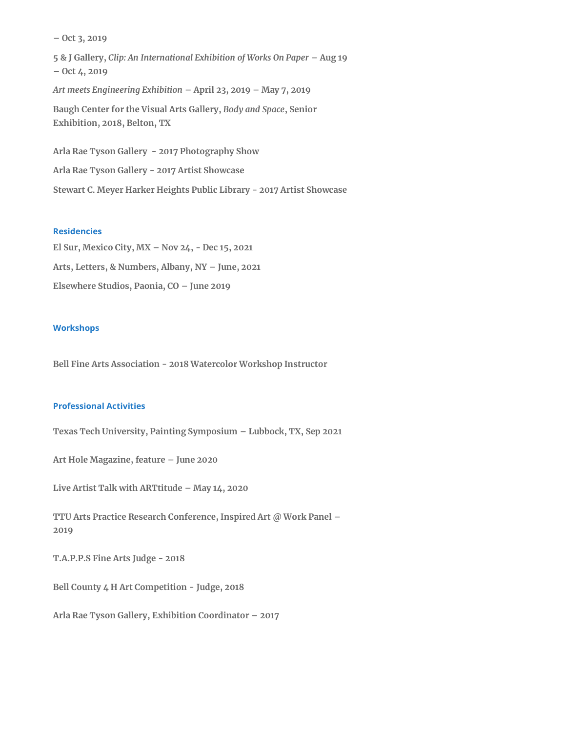**– Oct 3, 2019**

**5 & J Gallery, *Clip: An International Exhibition of Works On Paper* – Aug 19 – Oct 4, 2019**

***Art meets Engineering Exhibition* – April 23, 2019 – May 7, 2019**

**Baugh Center for the Visual Arts Gallery, *Body and Space*, Senior Exhibition, 2018, Belton, TX**

**Arla Rae Tyson Gallery - 2017 Photography Show**

**Arla Rae Tyson Gallery - 2017 Artist Showcase**

**Stewart C. Meyer Harker Heights Public Library - 2017 Artist Showcase**

### Residencies

**El Sur, Mexico City, MX – Nov 24, - Dec 15, 2021**

**Arts, Letters, & Numbers, Albany, NY – June, 2021**

**Elsewhere Studios, Paonia, CO – June 2019**

### Workshops

**Bell Fine Arts Association - 2018 Watercolor Workshop Instructor**

### Professional Activities

**Texas Tech University, Painting Symposium – Lubbock, TX, Sep 2021**

**Art Hole Magazine, feature – June 2020**

**Live Artist Talk with ARTtitude – May 14, 2020**

**TTU Arts Practice Research Conference, Inspired Art @ Work Panel – 2019**

**T.A.P.P.S Fine Arts Judge - 2018**

**Bell County 4 H Art Competition - Judge, 2018**

**Arla Rae Tyson Gallery, Exhibition Coordinator – 2017**